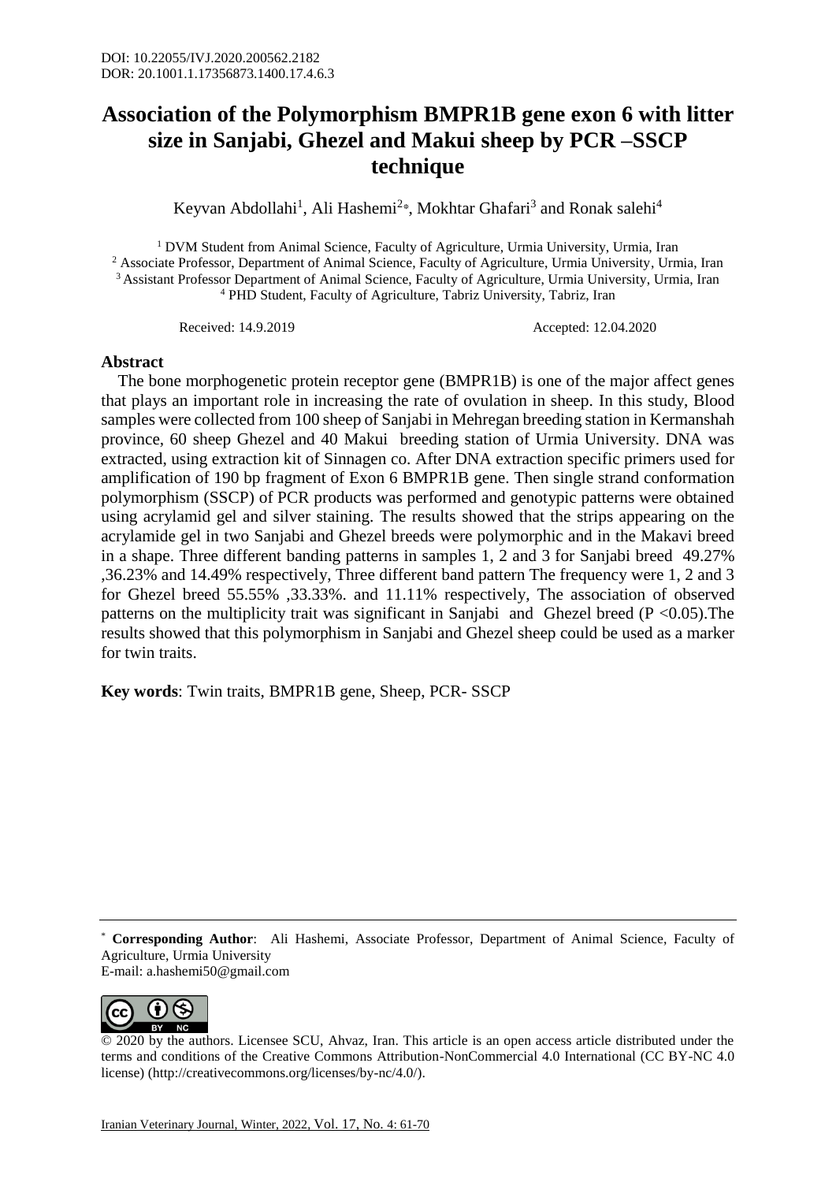DOI: 10.22055/IVJ.2020.200562.2182
DOR: 20.1001.1.17356873.1400.17.4.6.3

# Association of the Polymorphism BMPR1B gene exon 6 with litter size in Sanjabi, Ghezel and Makui sheep by PCR –SSCP technique

Keyvan Abdollahi[1], Ali Hashemi[2*], Mokhtar Ghafari[3] and Ronak salehi[4]

[1] DVM Student from Animal Science, Faculty of Agriculture, Urmia University, Urmia, Iran
[2] Associate Professor, Department of Animal Science, Faculty of Agriculture, Urmia University, Urmia, Iran
[3] Assistant Professor Department of Animal Science, Faculty of Agriculture, Urmia University, Urmia, Iran
[4] PHD Student, Faculty of Agriculture, Tabriz University, Tabriz, Iran

Received: 14.9.2019 Accepted: 12.04.2020

## Abstract

The bone morphogenetic protein receptor gene (BMPR1B) is one of the major affect genes that plays an important role in increasing the rate of ovulation in sheep. In this study, Blood samples were collected from 100 sheep of Sanjabi in Mehregan breeding station in Kermanshah province, 60 sheep Ghezel and 40 Makui breeding station of Urmia University. DNA was extracted, using extraction kit of Sinnagen co. After DNA extraction specific primers used for amplification of 190 bp fragment of Exon 6 BMPR1B gene. Then single strand conformation polymorphism (SSCP) of PCR products was performed and genotypic patterns were obtained using acrylamid gel and silver staining. The results showed that the strips appearing on the acrylamide gel in two Sanjabi and Ghezel breeds were polymorphic and in the Makavi breed in a shape. Three different banding patterns in samples 1, 2 and 3 for Sanjabi breed 49.27% ,36.23% and 14.49% respectively, Three different band pattern The frequency were 1, 2 and 3 for Ghezel breed 55.55% ,33.33%. and 11.11% respectively, The association of observed patterns on the multiplicity trait was significant in Sanjabi and Ghezel breed ($P < 0.05$).The results showed that this polymorphism in Sanjabi and Ghezel sheep could be used as a marker for twin traits.

**Key words**: Twin traits, BMPR1B gene, Sheep, PCR- SSCP

---

* **Corresponding Author**: Ali Hashemi, Associate Professor, Department of Animal Science, Faculty of Agriculture, Urmia University
E-mail: a.hashemi50@gmail.com

© 2020 by the authors. Licensee SCU, Ahvaz, Iran. This article is an open access article distributed under the terms and conditions of the Creative Commons Attribution-NonCommercial 4.0 International (CC BY-NC 4.0 license) (http://creativecommons.org/licenses/by-nc/4.0/).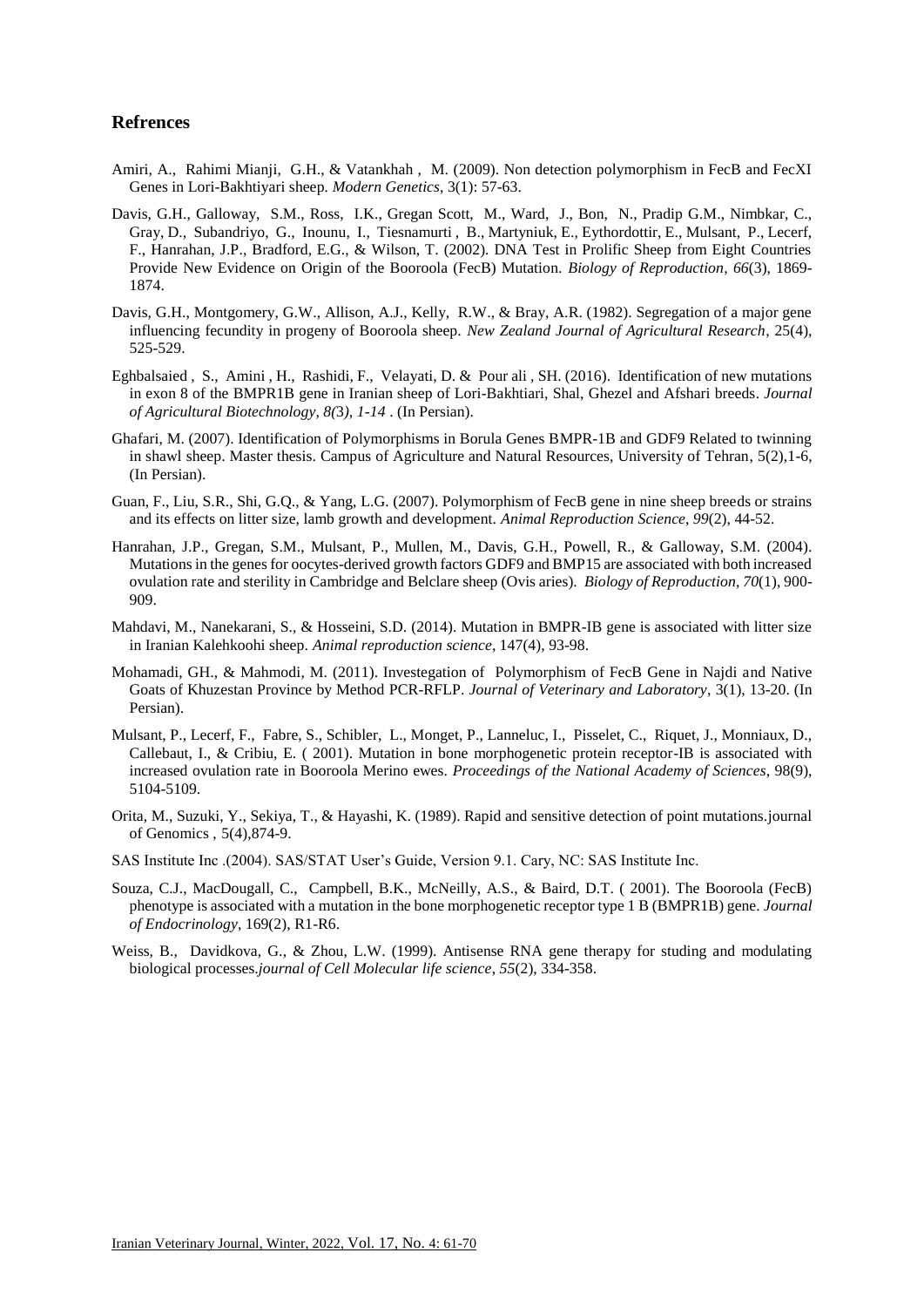## Refrences

Amiri, A., Rahimi Mianji, G.H., & Vatankhah , M. (2009). Non detection polymorphism in FecB and FecXI Genes in Lori-Bakhtiyari sheep. *Modern Genetics*, 3(1): 57-63.

Davis, G.H., Galloway, S.M., Ross, I.K., Gregan Scott, M., Ward, J., Bon, N., Pradip G.M., Nimbkar, C., Gray, D., Subandriyo, G., Inounu, I., Tiesnamurti , B., Martyniuk, E., Eythordottir, E., Mulsant, P., Lecerf, F., Hanrahan, J.P., Bradford, E.G., & Wilson, T. (2002). DNA Test in Prolific Sheep from Eight Countries Provide New Evidence on Origin of the Booroola (FecB) Mutation. *Biology of Reproduction*, *66*(3), 1869-1874.

Davis, G.H., Montgomery, G.W., Allison, A.J., Kelly, R.W., & Bray, A.R. (1982). Segregation of a major gene influencing fecundity in progeny of Booroola sheep. *New Zealand Journal of Agricultural Research*, 25(4), 525-529.

Eghbalsaied , S., Amini , H., Rashidi, F., Velayati, D. & Pour ali , SH. (2016). Identification of new mutations in exon 8 of the BMPR1B gene in Iranian sheep of Lori-Bakhtiari, Shal, Ghezel and Afshari breeds. *Journal of Agricultural Biotechnology, 8(3), 1-14* . (In Persian).

Ghafari, M. (2007). Identification of Polymorphisms in Borula Genes BMPR-1B and GDF9 Related to twinning in shawl sheep. Master thesis. Campus of Agriculture and Natural Resources, University of Tehran, 5(2),1-6, (In Persian).

Guan, F., Liu, S.R., Shi, G.Q., & Yang, L.G. (2007). Polymorphism of FecB gene in nine sheep breeds or strains and its effects on litter size, lamb growth and development. *Animal Reproduction Science*, *99*(2), 44-52.

Hanrahan, J.P., Gregan, S.M., Mulsant, P., Mullen, M., Davis, G.H., Powell, R., & Galloway, S.M. (2004). Mutations in the genes for oocytes-derived growth factors GDF9 and BMP15 are associated with both increased ovulation rate and sterility in Cambridge and Belclare sheep (Ovis aries). *Biology of Reproduction*, *70*(1), 900-909.

Mahdavi, M., Nanekarani, S., & Hosseini, S.D. (2014). Mutation in BMPR-IB gene is associated with litter size in Iranian Kalehkoohi sheep. *Animal reproduction science*, 147(4), 93-98.

Mohamadi, GH., & Mahmodi, M. (2011). Investegation of Polymorphism of FecB Gene in Najdi and Native Goats of Khuzestan Province by Method PCR-RFLP. *Journal of Veterinary and Laboratory*, 3(1), 13-20. (In Persian).

Mulsant, P., Lecerf, F., Fabre, S., Schibler, L., Monget, P., Lanneluc, I., Pisselet, C., Riquet, J., Monniaux, D., Callebaut, I., & Cribiu, E. ( 2001). Mutation in bone morphogenetic protein receptor-IB is associated with increased ovulation rate in Booroola Merino ewes. *Proceedings of the National Academy of Sciences*, 98(9), 5104-5109.

Orita, M., Suzuki, Y., Sekiya, T., & Hayashi, K. (1989). Rapid and sensitive detection of point mutations.journal of Genomics , 5(4),874-9.

SAS Institute Inc .(2004). SAS/STAT User's Guide, Version 9.1. Cary, NC: SAS Institute Inc.

Souza, C.J., MacDougall, C., Campbell, B.K., McNeilly, A.S., & Baird, D.T. ( 2001). The Booroola (FecB) phenotype is associated with a mutation in the bone morphogenetic receptor type 1 B (BMPR1B) gene. *Journal of Endocrinology*, 169(2), R1-R6.

Weiss, B., Davidkova, G., & Zhou, L.W. (1999). Antisense RNA gene therapy for studing and modulating biological processes.*journal of Cell Molecular life science*, *55*(2), 334-358.